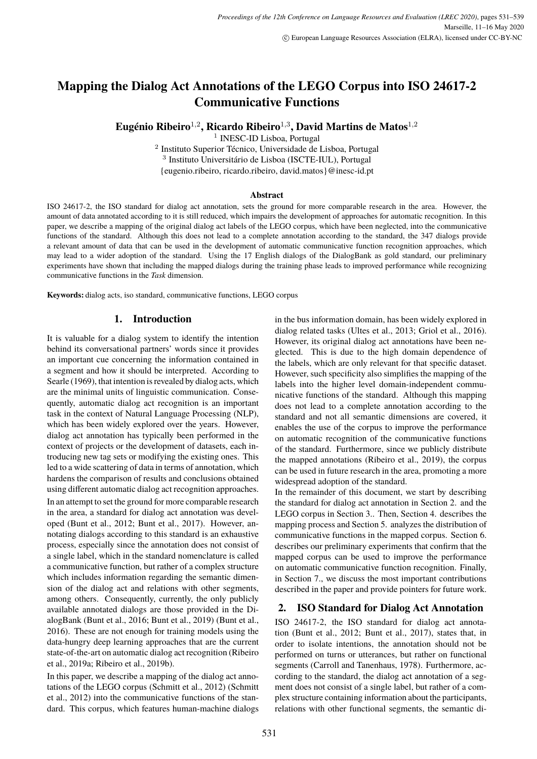# Mapping the Dialog Act Annotations of the LEGO Corpus into ISO 24617-2 Communicative Functions

**Eugénio Ribeiro[1,2], Ricardo Ribeiro[1,3], David Martins de Matos[1,2]**

[1] INESC-ID Lisboa, Portugal
[2] Instituto Superior Técnico, Universidade de Lisboa, Portugal
[3] Instituto Universitário de Lisboa (ISCTE-IUL), Portugal
{eugenio.ribeiro, ricardo.ribeiro, david.matos}@inesc-id.pt

### Abstract

ISO 24617-2, the ISO standard for dialog act annotation, sets the ground for more comparable research in the area. However, the amount of data annotated according to it is still reduced, which impairs the development of approaches for automatic recognition. In this paper, we describe a mapping of the original dialog act labels of the LEGO corpus, which have been neglected, into the communicative functions of the standard. Although this does not lead to a complete annotation according to the standard, the 347 dialogs provide a relevant amount of data that can be used in the development of automatic communicative function recognition approaches, which may lead to a wider adoption of the standard. Using the 17 English dialogs of the DialogBank as gold standard, our preliminary experiments have shown that including the mapped dialogs during the training phase leads to improved performance while recognizing communicative functions in the *Task* dimension.

**Keywords:** dialog acts, iso standard, communicative functions, LEGO corpus

## 1. Introduction

It is valuable for a dialog system to identify the intention behind its conversational partners' words since it provides an important cue concerning the information contained in a segment and how it should be interpreted. According to Searle (1969), that intention is revealed by dialog acts, which are the minimal units of linguistic communication. Consequently, automatic dialog act recognition is an important task in the context of Natural Language Processing (NLP), which has been widely explored over the years. However, dialog act annotation has typically been performed in the context of projects or the development of datasets, each introducing new tag sets or modifying the existing ones. This led to a wide scattering of data in terms of annotation, which hardens the comparison of results and conclusions obtained using different automatic dialog act recognition approaches.

In an attempt to set the ground for more comparable research in the area, a standard for dialog act annotation was developed (Bunt et al., 2012; Bunt et al., 2017). However, annotating dialogs according to this standard is an exhaustive process, especially since the annotation does not consist of a single label, which in the standard nomenclature is called a communicative function, but rather of a complex structure which includes information regarding the semantic dimension of the dialog act and relations with other segments, among others. Consequently, currently, the only publicly available annotated dialogs are those provided in the DialogBank (Bunt et al., 2016; Bunt et al., 2019) (Bunt et al., 2016). These are not enough for training models using the data-hungry deep learning approaches that are the current state-of-the-art on automatic dialog act recognition (Ribeiro et al., 2019a; Ribeiro et al., 2019b).

In this paper, we describe a mapping of the dialog act annotations of the LEGO corpus (Schmitt et al., 2012) (Schmitt et al., 2012) into the communicative functions of the standard. This corpus, which features human-machine dialogs in the bus information domain, has been widely explored in dialog related tasks (Ultes et al., 2013; Griol et al., 2016). However, its original dialog act annotations have been neglected. This is due to the high domain dependence of the labels, which are only relevant for that specific dataset. However, such specificity also simplifies the mapping of the labels into the higher level domain-independent communicative functions of the standard. Although this mapping does not lead to a complete annotation according to the standard and not all semantic dimensions are covered, it enables the use of the corpus to improve the performance on automatic recognition of the communicative functions of the standard. Furthermore, since we publicly distribute the mapped annotations (Ribeiro et al., 2019), the corpus can be used in future research in the area, promoting a more widespread adoption of the standard.

In the remainder of this document, we start by describing the standard for dialog act annotation in Section 2. and the LEGO corpus in Section 3.. Then, Section 4. describes the mapping process and Section 5. analyzes the distribution of communicative functions in the mapped corpus. Section 6. describes our preliminary experiments that confirm that the mapped corpus can be used to improve the performance on automatic communicative function recognition. Finally, in Section 7., we discuss the most important contributions described in the paper and provide pointers for future work.

## 2. ISO Standard for Dialog Act Annotation

ISO 24617-2, the ISO standard for dialog act annotation (Bunt et al., 2012; Bunt et al., 2017), states that, in order to isolate intentions, the annotation should not be performed on turns or utterances, but rather on functional segments (Carroll and Tanenhaus, 1978). Furthermore, according to the standard, the dialog act annotation of a segment does not consist of a single label, but rather of a complex structure containing information about the participants, relations with other functional segments, the semantic di-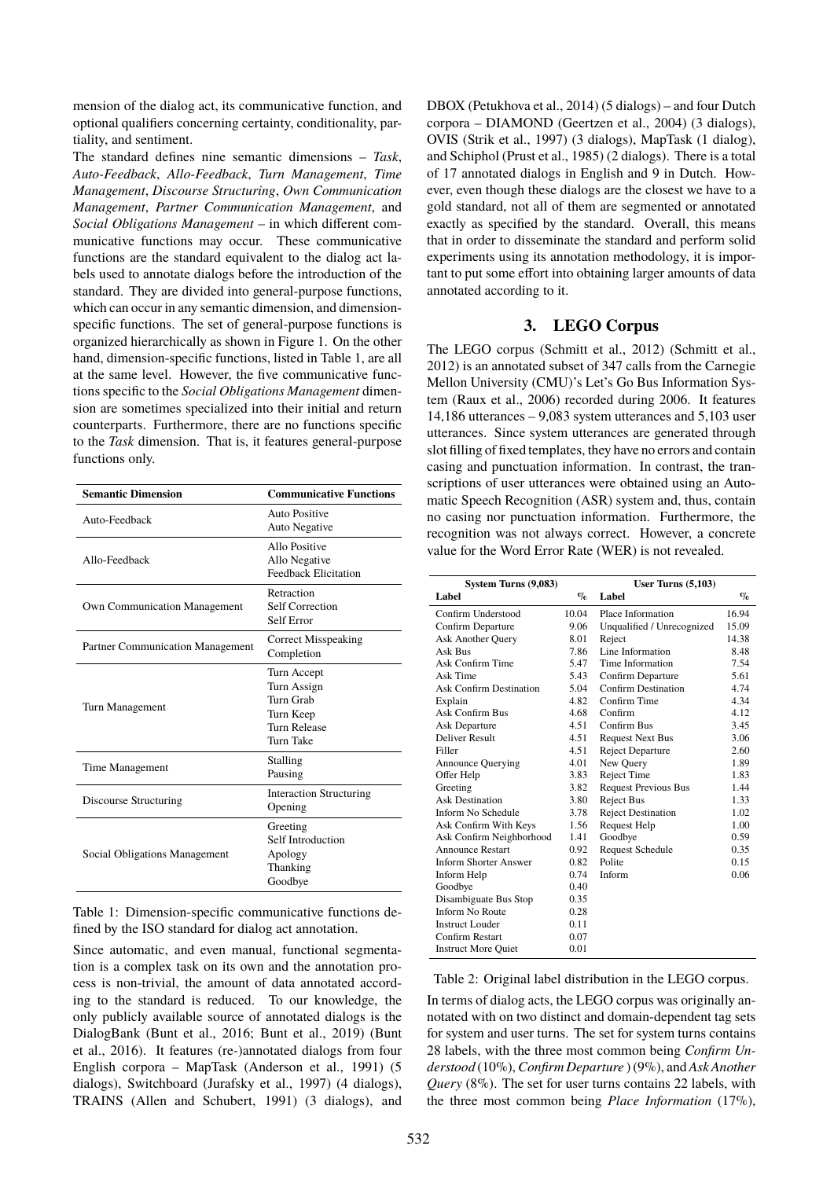mension of the dialog act, its communicative function, and optional qualifiers concerning certainty, conditionality, partiality, and sentiment.

The standard defines nine semantic dimensions – *Task*, *Auto-Feedback*, *Allo-Feedback*, *Turn Management*, *Time Management*, *Discourse Structuring*, *Own Communication Management*, *Partner Communication Management*, and *Social Obligations Management* – in which different communicative functions may occur. These communicative functions are the standard equivalent to the dialog act labels used to annotate dialogs before the introduction of the standard. They are divided into general-purpose functions, which can occur in any semantic dimension, and dimension-specific functions. The set of general-purpose functions is organized hierarchically as shown in Figure 1. On the other hand, dimension-specific functions, listed in Table 1, are all at the same level. However, the five communicative functions specific to the *Social Obligations Management* dimension are sometimes specialized into their initial and return counterparts. Furthermore, there are no functions specific to the *Task* dimension. That is, it features general-purpose functions only.

| Semantic Dimension | Communicative Functions |
|---|---|
| Auto-Feedback | Auto Positive<br>Auto Negative |
| Allo-Feedback | Allo Positive<br>Allo Negative<br>Feedback Elicitation |
| Own Communication Management | Retraction<br>Self Correction<br>Self Error |
| Partner Communication Management | Correct Misspeaking<br>Completion |
| Turn Management | Turn Accept<br>Turn Assign<br>Turn Grab<br>Turn Keep<br>Turn Release<br>Turn Take |
| Time Management | Stalling<br>Pausing |
| Discourse Structuring | Interaction Structuring<br>Opening |
| Social Obligations Management | Greeting<br>Self Introduction<br>Apology<br>Thanking<br>Goodbye |

Table 1: Dimension-specific communicative functions defined by the ISO standard for dialog act annotation.

Since automatic, and even manual, functional segmentation is a complex task on its own and the annotation process is non-trivial, the amount of data annotated according to the standard is reduced. To our knowledge, the only publicly available source of annotated dialogs is the DialogBank (Bunt et al., 2016; Bunt et al., 2019) (Bunt et al., 2016). It features (re-)annotated dialogs from four English corpora – MapTask (Anderson et al., 1991) (5 dialogs), Switchboard (Jurafsky et al., 1997) (4 dialogs), TRAINS (Allen and Schubert, 1991) (3 dialogs), and DBOX (Petukhova et al., 2014) (5 dialogs) – and four Dutch corpora – DIAMOND (Geertzen et al., 2004) (3 dialogs), OVIS (Strik et al., 1997) (3 dialogs), MapTask (1 dialog), and Schiphol (Prust et al., 1985) (2 dialogs). There is a total of 17 annotated dialogs in English and 9 in Dutch. However, even though these dialogs are the closest we have to a gold standard, not all of them are segmented or annotated exactly as specified by the standard. Overall, this means that in order to disseminate the standard and perform solid experiments using its annotation methodology, it is important to put some effort into obtaining larger amounts of data annotated according to it.

## 3. LEGO Corpus

The LEGO corpus (Schmitt et al., 2012) (Schmitt et al., 2012) is an annotated subset of 347 calls from the Carnegie Mellon University (CMU)'s Let's Go Bus Information System (Raux et al., 2006) recorded during 2006. It features 14,186 utterances – 9,083 system utterances and 5,103 user utterances. Since system utterances are generated through slot filling of fixed templates, they have no errors and contain casing and punctuation information. In contrast, the transcriptions of user utterances were obtained using an Automatic Speech Recognition (ASR) system and, thus, contain no casing nor punctuation information. Furthermore, the recognition was not always correct. However, a concrete value for the Word Error Rate (WER) is not revealed.

| System Turns (9,083) | | User Turns (5,103) | |
|---|---|---|---|
| Label | % | Label | % |
| Confirm Understood | 10.04 | Place Information | 16.94 |
| Confirm Departure | 9.06 | Unqualified / Unrecognized | 15.09 |
| Ask Another Query | 8.01 | Reject | 14.38 |
| Ask Bus | 7.86 | Line Information | 8.48 |
| Ask Confirm Time | 5.47 | Time Information | 7.54 |
| Ask Time | 5.43 | Confirm Departure | 5.61 |
| Ask Confirm Destination | 5.04 | Confirm Destination | 4.74 |
| Explain | 4.82 | Confirm Time | 4.34 |
| Ask Confirm Bus | 4.68 | Confirm | 4.12 |
| Ask Departure | 4.51 | Confirm Bus | 3.45 |
| Deliver Result | 4.51 | Request Next Bus | 3.06 |
| Filler | 4.51 | Reject Departure | 2.60 |
| Announce Querying | 4.01 | New Query | 1.89 |
| Offer Help | 3.83 | Reject Time | 1.83 |
| Greeting | 3.82 | Request Previous Bus | 1.44 |
| Ask Destination | 3.80 | Reject Bus | 1.33 |
| Inform No Schedule | 3.78 | Reject Destination | 1.02 |
| Ask Confirm With Keys | 1.56 | Request Help | 1.00 |
| Ask Confirm Neighborhood | 1.41 | Goodbye | 0.59 |
| Announce Restart | 0.92 | Request Schedule | 0.35 |
| Inform Shorter Answer | 0.82 | Polite | 0.15 |
| Inform Help | 0.74 | Inform | 0.06 |
| Goodbye | 0.40 | | |
| Disambiguate Bus Stop | 0.35 | | |
| Inform No Route | 0.28 | | |
| Instruct Louder | 0.11 | | |
| Confirm Restart | 0.07 | | |
| Instruct More Quiet | 0.01 | | |

Table 2: Original label distribution in the LEGO corpus.

In terms of dialog acts, the LEGO corpus was originally annotated with on two distinct and domain-dependent tag sets for system and user turns. The set for system turns contains 28 labels, with the three most common being *Confirm Understood* (10%), *Confirm Departure* ) (9%), and *Ask Another Query* (8%). The set for user turns contains 22 labels, with the three most common being *Place Information* (17%),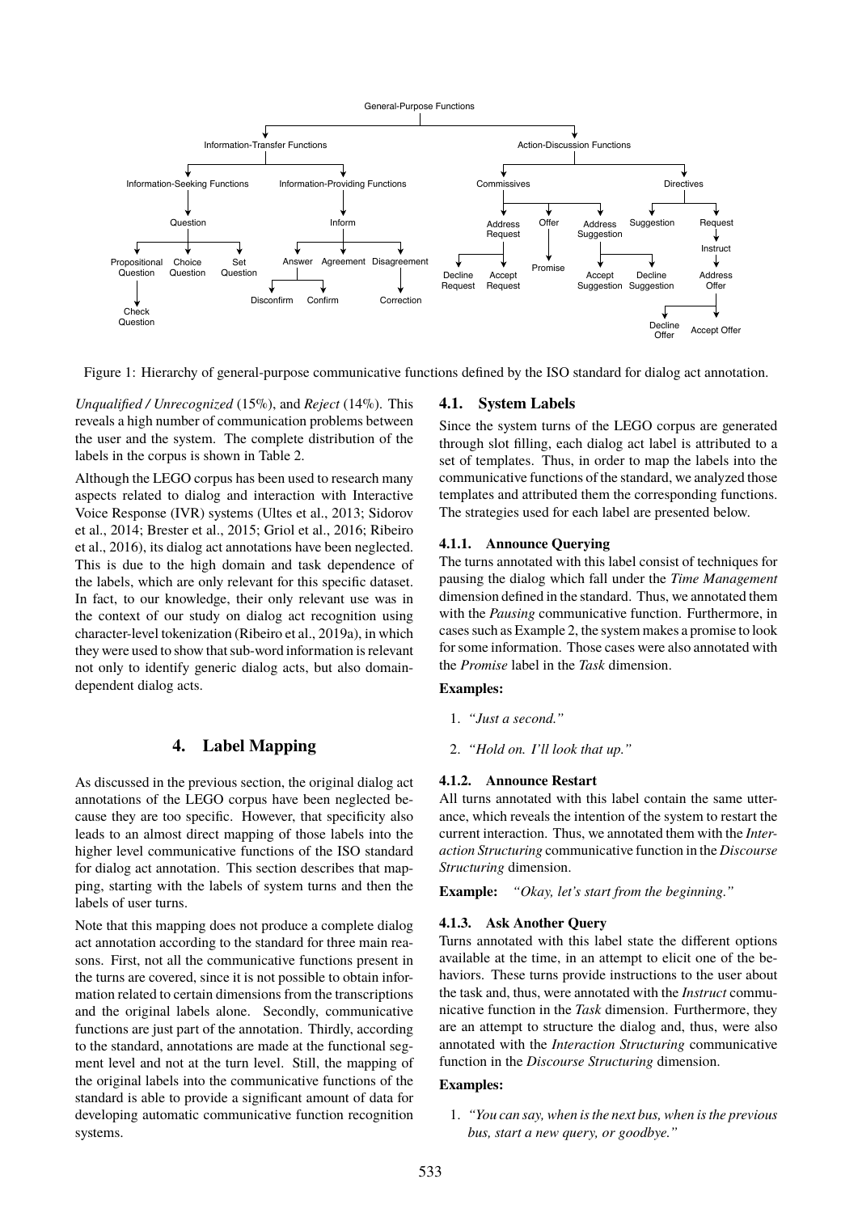Figure 1: Hierarchy of general-purpose communicative functions defined by the ISO standard for dialog act annotation.

*Unqualified / Unrecognized* (15%), and *Reject* (14%). This reveals a high number of communication problems between the user and the system. The complete distribution of the labels in the corpus is shown in Table 2.

Although the LEGO corpus has been used to research many aspects related to dialog and interaction with Interactive Voice Response (IVR) systems (Ultes et al., 2013; Sidorov et al., 2014; Brester et al., 2015; Griol et al., 2016; Ribeiro et al., 2016), its dialog act annotations have been neglected. This is due to the high domain and task dependence of the labels, which are only relevant for this specific dataset. In fact, to our knowledge, their only relevant use was in the context of our study on dialog act recognition using character-level tokenization (Ribeiro et al., 2019a), in which they were used to show that sub-word information is relevant not only to identify generic dialog acts, but also domain-dependent dialog acts.

## 4. Label Mapping

As discussed in the previous section, the original dialog act annotations of the LEGO corpus have been neglected because they are too specific. However, that specificity also leads to an almost direct mapping of those labels into the higher level communicative functions of the ISO standard for dialog act annotation. This section describes that mapping, starting with the labels of system turns and then the labels of user turns.

Note that this mapping does not produce a complete dialog act annotation according to the standard for three main reasons. First, not all the communicative functions present in the turns are covered, since it is not possible to obtain information related to certain dimensions from the transcriptions and the original labels alone. Secondly, communicative functions are just part of the annotation. Thirdly, according to the standard, annotations are made at the functional segment level and not at the turn level. Still, the mapping of the original labels into the communicative functions of the standard is able to provide a significant amount of data for developing automatic communicative function recognition systems.

### 4.1. System Labels

Since the system turns of the LEGO corpus are generated through slot filling, each dialog act label is attributed to a set of templates. Thus, in order to map the labels into the communicative functions of the standard, we analyzed those templates and attributed them the corresponding functions. The strategies used for each label are presented below.

#### 4.1.1. Announce Querying

The turns annotated with this label consist of techniques for pausing the dialog which fall under the *Time Management* dimension defined in the standard. Thus, we annotated them with the *Pausing* communicative function. Furthermore, in cases such as Example 2, the system makes a promise to look for some information. Those cases were also annotated with the *Promise* label in the *Task* dimension.

**Examples:**

1. *"Just a second."*
2. *"Hold on. I'll look that up."*

#### 4.1.2. Announce Restart

All turns annotated with this label contain the same utterance, which reveals the intention of the system to restart the current interaction. Thus, we annotated them with the *Interaction Structuring* communicative function in the *Discourse Structuring* dimension.

**Example:** *"Okay, let's start from the beginning."*

#### 4.1.3. Ask Another Query

Turns annotated with this label state the different options available at the time, in an attempt to elicit one of the behaviors. These turns provide instructions to the user about the task and, thus, were annotated with the *Instruct* communicative function in the *Task* dimension. Furthermore, they are an attempt to structure the dialog and, thus, were also annotated with the *Interaction Structuring* communicative function in the *Discourse Structuring* dimension.

**Examples:**

1. *"You can say, when is the next bus, when is the previous bus, start a new query, or goodbye."*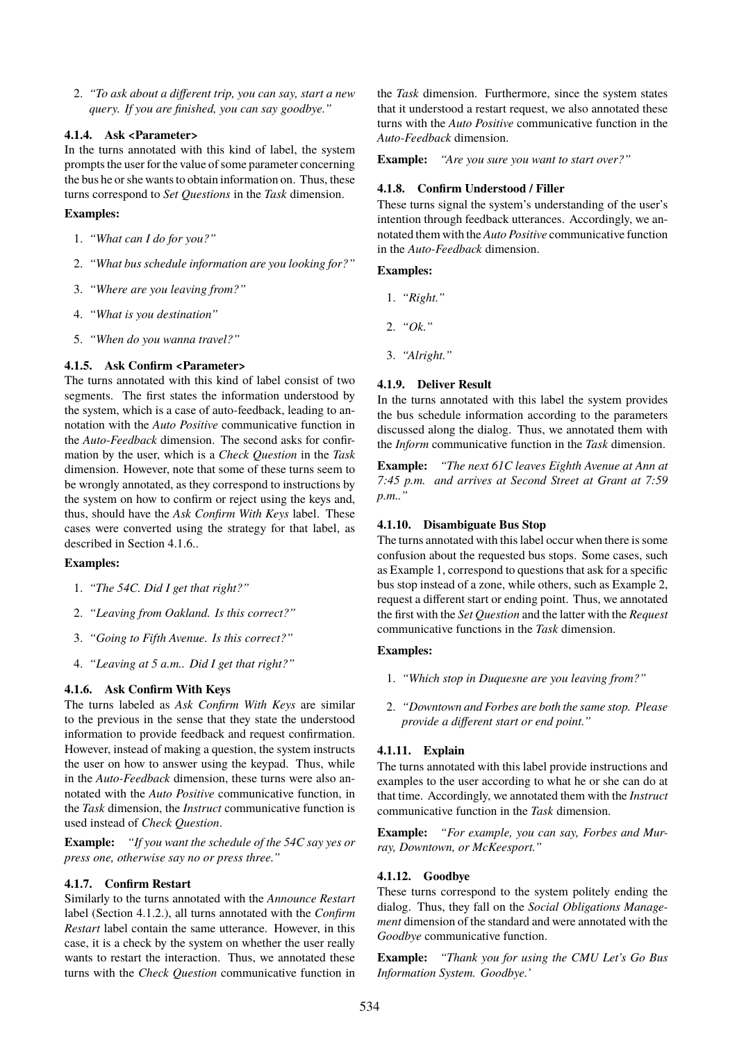2. *"To ask about a different trip, you can say, start a new query. If you are finished, you can say goodbye."*

#### 4.1.4. Ask <Parameter>

In the turns annotated with this kind of label, the system prompts the user for the value of some parameter concerning the bus he or she wants to obtain information on. Thus, these turns correspond to *Set Questions* in the *Task* dimension.

**Examples:**

1. *"What can I do for you?"*
2. *"What bus schedule information are you looking for?"*
3. *"Where are you leaving from?"*
4. *"What is you destination"*
5. *"When do you wanna travel?"*

#### 4.1.5. Ask Confirm <Parameter>

The turns annotated with this kind of label consist of two segments. The first states the information understood by the system, which is a case of auto-feedback, leading to annotation with the *Auto Positive* communicative function in the *Auto-Feedback* dimension. The second asks for confirmation by the user, which is a *Check Question* in the *Task* dimension. However, note that some of these turns seem to be wrongly annotated, as they correspond to instructions by the system on how to confirm or reject using the keys and, thus, should have the *Ask Confirm With Keys* label. These cases were converted using the strategy for that label, as described in Section 4.1.6..

**Examples:**

1. *"The 54C. Did I get that right?"*
2. *"Leaving from Oakland. Is this correct?"*
3. *"Going to Fifth Avenue. Is this correct?"*
4. *"Leaving at 5 a.m.. Did I get that right?"*

#### 4.1.6. Ask Confirm With Keys

The turns labeled as *Ask Confirm With Keys* are similar to the previous in the sense that they state the understood information to provide feedback and request confirmation. However, instead of making a question, the system instructs the user on how to answer using the keypad. Thus, while in the *Auto-Feedback* dimension, these turns were also annotated with the *Auto Positive* communicative function, in the *Task* dimension, the *Instruct* communicative function is used instead of *Check Question*.

**Example:** *"If you want the schedule of the 54C say yes or press one, otherwise say no or press three."*

#### 4.1.7. Confirm Restart

Similarly to the turns annotated with the *Announce Restart* label (Section 4.1.2.), all turns annotated with the *Confirm Restart* label contain the same utterance. However, in this case, it is a check by the system on whether the user really wants to restart the interaction. Thus, we annotated these turns with the *Check Question* communicative function in the *Task* dimension. Furthermore, since the system states that it understood a restart request, we also annotated these turns with the *Auto Positive* communicative function in the *Auto-Feedback* dimension.

**Example:** *"Are you sure you want to start over?"*

#### 4.1.8. Confirm Understood / Filler

These turns signal the system's understanding of the user's intention through feedback utterances. Accordingly, we annotated them with the *Auto Positive* communicative function in the *Auto-Feedback* dimension.

**Examples:**

1. *"Right."*
2. *"Ok."*
3. *"Alright."*

#### 4.1.9. Deliver Result

In the turns annotated with this label the system provides the bus schedule information according to the parameters discussed along the dialog. Thus, we annotated them with the *Inform* communicative function in the *Task* dimension.

**Example:** *"The next 61C leaves Eighth Avenue at Ann at 7:45 p.m. and arrives at Second Street at Grant at 7:59 p.m.."*

#### 4.1.10. Disambiguate Bus Stop

The turns annotated with this label occur when there is some confusion about the requested bus stops. Some cases, such as Example 1, correspond to questions that ask for a specific bus stop instead of a zone, while others, such as Example 2, request a different start or ending point. Thus, we annotated the first with the *Set Question* and the latter with the *Request* communicative functions in the *Task* dimension.

**Examples:**

1. *"Which stop in Duquesne are you leaving from?"*
2. *"Downtown and Forbes are both the same stop. Please provide a different start or end point."*

#### 4.1.11. Explain

The turns annotated with this label provide instructions and examples to the user according to what he or she can do at that time. Accordingly, we annotated them with the *Instruct* communicative function in the *Task* dimension.

**Example:** *"For example, you can say, Forbes and Murray, Downtown, or McKeesport."*

#### 4.1.12. Goodbye

These turns correspond to the system politely ending the dialog. Thus, they fall on the *Social Obligations Management* dimension of the standard and were annotated with the *Goodbye* communicative function.

**Example:** *"Thank you for using the CMU Let's Go Bus Information System. Goodbye.'*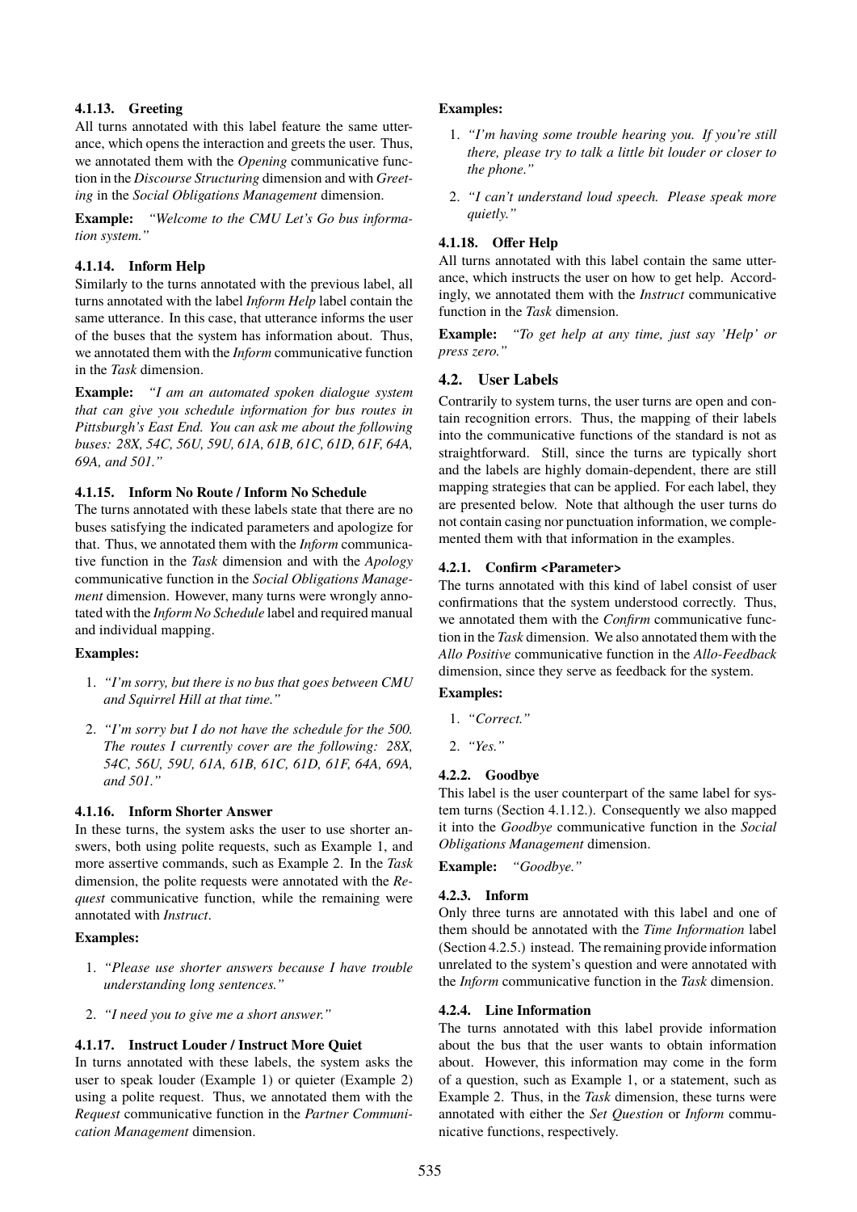#### 4.1.13. Greeting

All turns annotated with this label feature the same utterance, which opens the interaction and greets the user. Thus, we annotated them with the *Opening* communicative function in the *Discourse Structuring* dimension and with *Greeting* in the *Social Obligations Management* dimension.

**Example:** *"Welcome to the CMU Let's Go bus information system."*

#### 4.1.14. Inform Help

Similarly to the turns annotated with the previous label, all turns annotated with the label *Inform Help* label contain the same utterance. In this case, that utterance informs the user of the buses that the system has information about. Thus, we annotated them with the *Inform* communicative function in the *Task* dimension.

**Example:** *"I am an automated spoken dialogue system that can give you schedule information for bus routes in Pittsburgh's East End. You can ask me about the following buses: 28X, 54C, 56U, 59U, 61A, 61B, 61C, 61D, 61F, 64A, 69A, and 501."*

#### 4.1.15. Inform No Route / Inform No Schedule

The turns annotated with these labels state that there are no buses satisfying the indicated parameters and apologize for that. Thus, we annotated them with the *Inform* communicative function in the *Task* dimension and with the *Apology* communicative function in the *Social Obligations Management* dimension. However, many turns were wrongly annotated with the *Inform No Schedule* label and required manual and individual mapping.

**Examples:**

1. *"I'm sorry, but there is no bus that goes between CMU and Squirrel Hill at that time."*
2. *"I'm sorry but I do not have the schedule for the 500. The routes I currently cover are the following: 28X, 54C, 56U, 59U, 61A, 61B, 61C, 61D, 61F, 64A, 69A, and 501."*

#### 4.1.16. Inform Shorter Answer

In these turns, the system asks the user to use shorter answers, both using polite requests, such as Example 1, and more assertive commands, such as Example 2. In the *Task* dimension, the polite requests were annotated with the *Request* communicative function, while the remaining were annotated with *Instruct*.

**Examples:**

1. *"Please use shorter answers because I have trouble understanding long sentences."*
2. *"I need you to give me a short answer."*

#### 4.1.17. Instruct Louder / Instruct More Quiet

In turns annotated with these labels, the system asks the user to speak louder (Example 1) or quieter (Example 2) using a polite request. Thus, we annotated them with the *Request* communicative function in the *Partner Communication Management* dimension.

**Examples:**

1. *"I'm having some trouble hearing you. If you're still there, please try to talk a little bit louder or closer to the phone."*
2. *"I can't understand loud speech. Please speak more quietly."*

#### 4.1.18. Offer Help

All turns annotated with this label contain the same utterance, which instructs the user on how to get help. Accordingly, we annotated them with the *Instruct* communicative function in the *Task* dimension.

**Example:** *"To get help at any time, just say 'Help' or press zero."*

### 4.2. User Labels

Contrarily to system turns, the user turns are open and contain recognition errors. Thus, the mapping of their labels into the communicative functions of the standard is not as straightforward. Still, since the turns are typically short and the labels are highly domain-dependent, there are still mapping strategies that can be applied. For each label, they are presented below. Note that although the user turns do not contain casing nor punctuation information, we complemented them with that information in the examples.

#### 4.2.1. Confirm <Parameter>

The turns annotated with this kind of label consist of user confirmations that the system understood correctly. Thus, we annotated them with the *Confirm* communicative function in the *Task* dimension. We also annotated them with the *Allo Positive* communicative function in the *Allo-Feedback* dimension, since they serve as feedback for the system.

**Examples:**

1. *"Correct."*
2. *"Yes."*

#### 4.2.2. Goodbye

This label is the user counterpart of the same label for system turns (Section 4.1.12.). Consequently we also mapped it into the *Goodbye* communicative function in the *Social Obligations Management* dimension.

**Example:** *"Goodbye."*

#### 4.2.3. Inform

Only three turns are annotated with this label and one of them should be annotated with the *Time Information* label (Section 4.2.5.) instead. The remaining provide information unrelated to the system's question and were annotated with the *Inform* communicative function in the *Task* dimension.

#### 4.2.4. Line Information

The turns annotated with this label provide information about the bus that the user wants to obtain information about. However, this information may come in the form of a question, such as Example 1, or a statement, such as Example 2. Thus, in the *Task* dimension, these turns were annotated with either the *Set Question* or *Inform* communicative functions, respectively.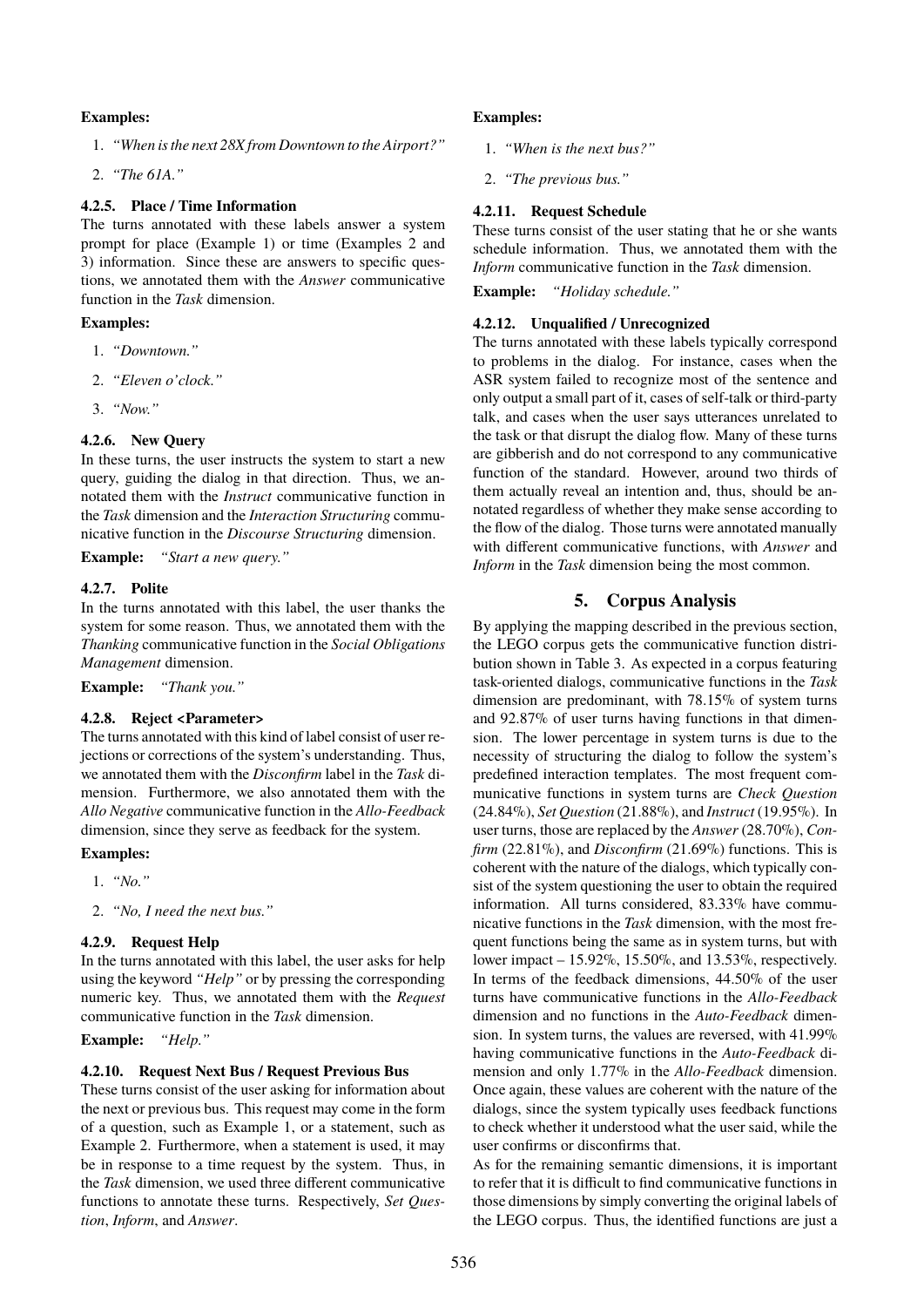**Examples:**

1. *"When is the next 28X from Downtown to the Airport?"*
2. *"The 61A."*

#### 4.2.5. Place / Time Information

The turns annotated with these labels answer a system prompt for place (Example 1) or time (Examples 2 and 3) information. Since these are answers to specific questions, we annotated them with the *Answer* communicative function in the *Task* dimension.

**Examples:**

1. *"Downtown."*
2. *"Eleven o'clock."*
3. *"Now."*

#### 4.2.6. New Query

In these turns, the user instructs the system to start a new query, guiding the dialog in that direction. Thus, we annotated them with the *Instruct* communicative function in the *Task* dimension and the *Interaction Structuring* communicative function in the *Discourse Structuring* dimension.

**Example:** *"Start a new query."*

#### 4.2.7. Polite

In the turns annotated with this label, the user thanks the system for some reason. Thus, we annotated them with the *Thanking* communicative function in the *Social Obligations Management* dimension.

**Example:** *"Thank you."*

#### 4.2.8. Reject <Parameter>

The turns annotated with this kind of label consist of user rejections or corrections of the system's understanding. Thus, we annotated them with the *Disconfirm* label in the *Task* dimension. Furthermore, we also annotated them with the *Allo Negative* communicative function in the *Allo-Feedback* dimension, since they serve as feedback for the system.

**Examples:**

1. *"No."*
2. *"No, I need the next bus."*

#### 4.2.9. Request Help

In the turns annotated with this label, the user asks for help using the keyword *"Help"* or by pressing the corresponding numeric key. Thus, we annotated them with the *Request* communicative function in the *Task* dimension.

**Example:** *"Help."*

#### 4.2.10. Request Next Bus / Request Previous Bus

These turns consist of the user asking for information about the next or previous bus. This request may come in the form of a question, such as Example 1, or a statement, such as Example 2. Furthermore, when a statement is used, it may be in response to a time request by the system. Thus, in the *Task* dimension, we used three different communicative functions to annotate these turns. Respectively, *Set Question*, *Inform*, and *Answer*.

**Examples:**

1. *"When is the next bus?"*
2. *"The previous bus."*

#### 4.2.11. Request Schedule

These turns consist of the user stating that he or she wants schedule information. Thus, we annotated them with the *Inform* communicative function in the *Task* dimension.

**Example:** *"Holiday schedule."*

#### 4.2.12. Unqualified / Unrecognized

The turns annotated with these labels typically correspond to problems in the dialog. For instance, cases when the ASR system failed to recognize most of the sentence and only output a small part of it, cases of self-talk or third-party talk, and cases when the user says utterances unrelated to the task or that disrupt the dialog flow. Many of these turns are gibberish and do not correspond to any communicative function of the standard. However, around two thirds of them actually reveal an intention and, thus, should be annotated regardless of whether they make sense according to the flow of the dialog. Those turns were annotated manually with different communicative functions, with *Answer* and *Inform* in the *Task* dimension being the most common.

## 5. Corpus Analysis

By applying the mapping described in the previous section, the LEGO corpus gets the communicative function distribution shown in Table 3. As expected in a corpus featuring task-oriented dialogs, communicative functions in the *Task* dimension are predominant, with 78.15% of system turns and 92.87% of user turns having functions in that dimension. The lower percentage in system turns is due to the necessity of structuring the dialog to follow the system's predefined interaction templates. The most frequent communicative functions in system turns are *Check Question* (24.84%), *Set Question* (21.88%), and *Instruct* (19.95%). In user turns, those are replaced by the *Answer* (28.70%), *Confirm* (22.81%), and *Disconfirm* (21.69%) functions. This is coherent with the nature of the dialogs, which typically consist of the system questioning the user to obtain the required information. All turns considered, 83.33% have communicative functions in the *Task* dimension, with the most frequent functions being the same as in system turns, but with lower impact – 15.92%, 15.50%, and 13.53%, respectively. In terms of the feedback dimensions, 44.50% of the user turns have communicative functions in the *Allo-Feedback* dimension and no functions in the *Auto-Feedback* dimension. In system turns, the values are reversed, with 41.99% having communicative functions in the *Auto-Feedback* dimension and only 1.77% in the *Allo-Feedback* dimension. Once again, these values are coherent with the nature of the dialogs, since the system typically uses feedback functions to check whether it understood what the user said, while the user confirms or disconfirms that.

As for the remaining semantic dimensions, it is important to refer that it is difficult to find communicative functions in those dimensions by simply converting the original labels of the LEGO corpus. Thus, the identified functions are just a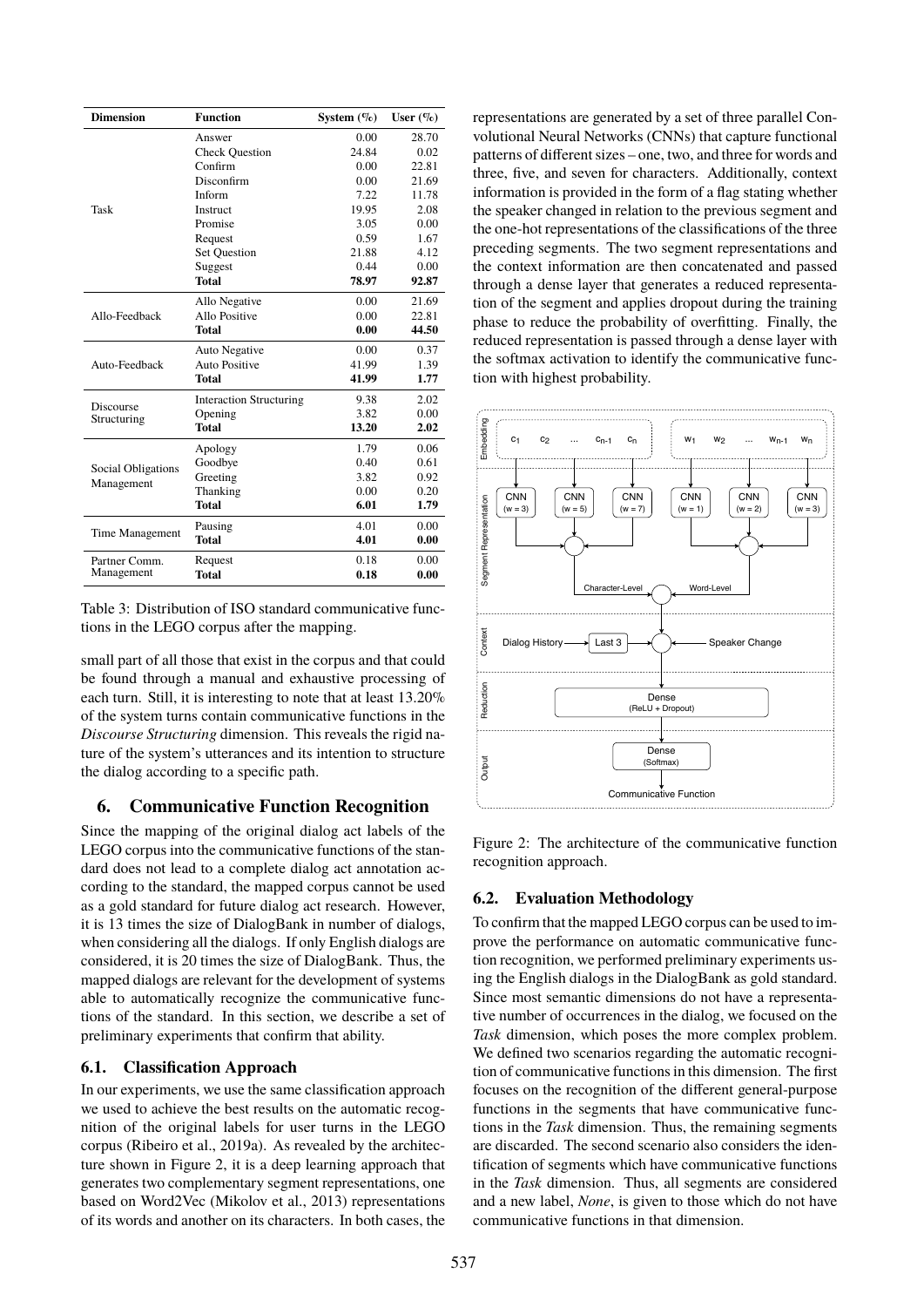| Dimension | Function | System (%) | User (%) |
|---|---|---|---|
| Task | Answer | 0.00 | 28.70 |
| | Check Question | 24.84 | 0.02 |
| | Confirm | 0.00 | 22.81 |
| | Disconfirm | 0.00 | 21.69 |
| | Inform | 7.22 | 11.78 |
| | Instruct | 19.95 | 2.08 |
| | Promise | 3.05 | 0.00 |
| | Request | 0.59 | 1.67 |
| | Set Question | 21.88 | 4.12 |
| | Suggest | 0.44 | 0.00 |
| | **Total** | **78.97** | **92.87** |
| Allo-Feedback | Allo Negative | 0.00 | 21.69 |
| | Allo Positive | 0.00 | 22.81 |
| | **Total** | **0.00** | **44.50** |
| Auto-Feedback | Auto Negative | 0.00 | 0.37 |
| | Auto Positive | 41.99 | 1.39 |
| | **Total** | **41.99** | **1.77** |
| Discourse Structuring | Interaction Structuring | 9.38 | 2.02 |
| | Opening | 3.82 | 0.00 |
| | **Total** | **13.20** | **2.02** |
| Social Obligations Management | Apology | 1.79 | 0.06 |
| | Goodbye | 0.40 | 0.61 |
| | Greeting | 3.82 | 0.92 |
| | Thanking | 0.00 | 0.20 |
| | **Total** | **6.01** | **1.79** |
| Time Management | Pausing | 4.01 | 0.00 |
| | **Total** | **4.01** | **0.00** |
| Partner Comm. Management | Request | 0.18 | 0.00 |
| | **Total** | **0.18** | **0.00** |

Table 3: Distribution of ISO standard communicative functions in the LEGO corpus after the mapping.

small part of all those that exist in the corpus and that could be found through a manual and exhaustive processing of each turn. Still, it is interesting to note that at least 13.20% of the system turns contain communicative functions in the *Discourse Structuring* dimension. This reveals the rigid nature of the system's utterances and its intention to structure the dialog according to a specific path.

## 6. Communicative Function Recognition

Since the mapping of the original dialog act labels of the LEGO corpus into the communicative functions of the standard does not lead to a complete dialog act annotation according to the standard, the mapped corpus cannot be used as a gold standard for future dialog act research. However, it is 13 times the size of DialogBank in number of dialogs, when considering all the dialogs. If only English dialogs are considered, it is 20 times the size of DialogBank. Thus, the mapped dialogs are relevant for the development of systems able to automatically recognize the communicative functions of the standard. In this section, we describe a set of preliminary experiments that confirm that ability.

### 6.1. Classification Approach

In our experiments, we use the same classification approach we used to achieve the best results on the automatic recognition of the original labels for user turns in the LEGO corpus (Ribeiro et al., 2019a). As revealed by the architecture shown in Figure 2, it is a deep learning approach that generates two complementary segment representations, one based on Word2Vec (Mikolov et al., 2013) representations of its words and another on its characters. In both cases, the representations are generated by a set of three parallel Convolutional Neural Networks (CNNs) that capture functional patterns of different sizes – one, two, and three for words and three, five, and seven for characters. Additionally, context information is provided in the form of a flag stating whether the speaker changed in relation to the previous segment and the one-hot representations of the classifications of the three preceding segments. The two segment representations and the context information are then concatenated and passed through a dense layer that generates a reduced representation of the segment and applies dropout during the training phase to reduce the probability of overfitting. Finally, the reduced representation is passed through a dense layer with the softmax activation to identify the communicative function with highest probability.

Figure 2: The architecture of the communicative function recognition approach.

### 6.2. Evaluation Methodology

To confirm that the mapped LEGO corpus can be used to improve the performance on automatic communicative function recognition, we performed preliminary experiments using the English dialogs in the DialogBank as gold standard. Since most semantic dimensions do not have a representative number of occurrences in the dialog, we focused on the *Task* dimension, which poses the more complex problem. We defined two scenarios regarding the automatic recognition of communicative functions in this dimension. The first focuses on the recognition of the different general-purpose functions in the segments that have communicative functions in the *Task* dimension. Thus, the remaining segments are discarded. The second scenario also considers the identification of segments which have communicative functions in the *Task* dimension. Thus, all segments are considered and a new label, *None*, is given to those which do not have communicative functions in that dimension.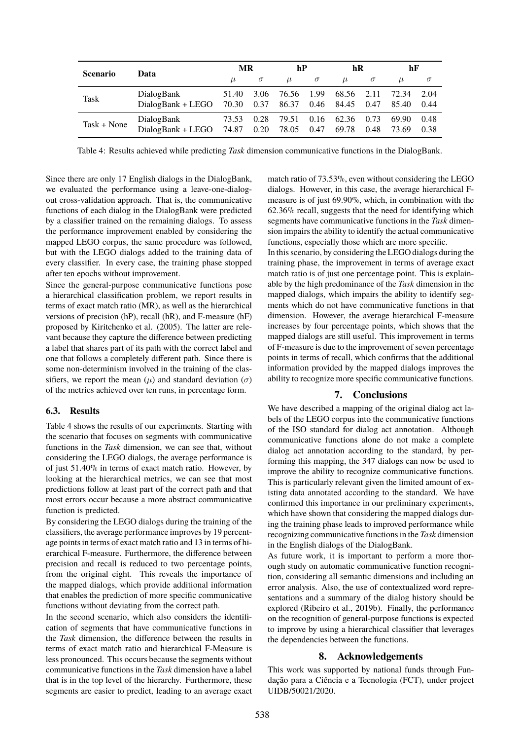| Scenario | Data | MR | | hP | | hR | | hF | |
|---|---|---|---|---|---|---|---|---|---|
| | | $\mu$ | $\sigma$ | $\mu$ | $\sigma$ | $\mu$ | $\sigma$ | $\mu$ | $\sigma$ |
| Task | DialogBank | 51.40 | 3.06 | 76.56 | 1.99 | 68.56 | 2.11 | 72.34 | 2.04 |
| | DialogBank + LEGO | 70.30 | 0.37 | 86.37 | 0.46 | 84.45 | 0.47 | 85.40 | 0.44 |
| Task + None | DialogBank | 73.53 | 0.28 | 79.51 | 0.16 | 62.36 | 0.73 | 69.90 | 0.48 |
| | DialogBank + LEGO | 74.87 | 0.20 | 78.05 | 0.47 | 69.78 | 0.48 | 73.69 | 0.38 |

Table 4: Results achieved while predicting *Task* dimension communicative functions in the DialogBank.

Since there are only 17 English dialogs in the DialogBank, we evaluated the performance using a leave-one-dialog-out cross-validation approach. That is, the communicative functions of each dialog in the DialogBank were predicted by a classifier trained on the remaining dialogs. To assess the performance improvement enabled by considering the mapped LEGO corpus, the same procedure was followed, but with the LEGO dialogs added to the training data of every classifier. In every case, the training phase stopped after ten epochs without improvement.

Since the general-purpose communicative functions pose a hierarchical classification problem, we report results in terms of exact match ratio (MR), as well as the hierarchical versions of precision (hP), recall (hR), and F-measure (hF) proposed by Kiritchenko et al. (2005). The latter are relevant because they capture the difference between predicting a label that shares part of its path with the correct label and one that follows a completely different path. Since there is some non-determinism involved in the training of the classifiers, we report the mean ($\mu$) and standard deviation ($\sigma$) of the metrics achieved over ten runs, in percentage form.

### 6.3. Results

Table 4 shows the results of our experiments. Starting with the scenario that focuses on segments with communicative functions in the *Task* dimension, we can see that, without considering the LEGO dialogs, the average performance is of just 51.40% in terms of exact match ratio. However, by looking at the hierarchical metrics, we can see that most predictions follow at least part of the correct path and that most errors occur because a more abstract communicative function is predicted.

By considering the LEGO dialogs during the training of the classifiers, the average performance improves by 19 percentage points in terms of exact match ratio and 13 in terms of hierarchical F-measure. Furthermore, the difference between precision and recall is reduced to two percentage points, from the original eight. This reveals the importance of the mapped dialogs, which provide additional information that enables the prediction of more specific communicative functions without deviating from the correct path.

In the second scenario, which also considers the identification of segments that have communicative functions in the *Task* dimension, the difference between the results in terms of exact match ratio and hierarchical F-Measure is less pronounced. This occurs because the segments without communicative functions in the *Task* dimension have a label that is in the top level of the hierarchy. Furthermore, these segments are easier to predict, leading to an average exact match ratio of 73.53%, even without considering the LEGO dialogs. However, in this case, the average hierarchical F-measure is of just 69.90%, which, in combination with the 62.36% recall, suggests that the need for identifying which segments have communicative functions in the *Task* dimension impairs the ability to identify the actual communicative functions, especially those which are more specific.

In this scenario, by considering the LEGO dialogs during the training phase, the improvement in terms of average exact match ratio is of just one percentage point. This is explainable by the high predominance of the *Task* dimension in the mapped dialogs, which impairs the ability to identify segments which do not have communicative functions in that dimension. However, the average hierarchical F-measure increases by four percentage points, which shows that the mapped dialogs are still useful. This improvement in terms of F-measure is due to the improvement of seven percentage points in terms of recall, which confirms that the additional information provided by the mapped dialogs improves the ability to recognize more specific communicative functions.

## 7. Conclusions

We have described a mapping of the original dialog act labels of the LEGO corpus into the communicative functions of the ISO standard for dialog act annotation. Although communicative functions alone do not make a complete dialog act annotation according to the standard, by performing this mapping, the 347 dialogs can now be used to improve the ability to recognize communicative functions. This is particularly relevant given the limited amount of existing data annotated according to the standard. We have confirmed this importance in our preliminary experiments, which have shown that considering the mapped dialogs during the training phase leads to improved performance while recognizing communicative functions in the *Task* dimension in the English dialogs of the DialogBank.

As future work, it is important to perform a more thorough study on automatic communicative function recognition, considering all semantic dimensions and including an error analysis. Also, the use of contextualized word representations and a summary of the dialog history should be explored (Ribeiro et al., 2019b). Finally, the performance on the recognition of general-purpose functions is expected to improve by using a hierarchical classifier that leverages the dependencies between the functions.

## 8. Acknowledgements

This work was supported by national funds through Fundação para a Ciência e a Tecnologia (FCT), under project UIDB/50021/2020.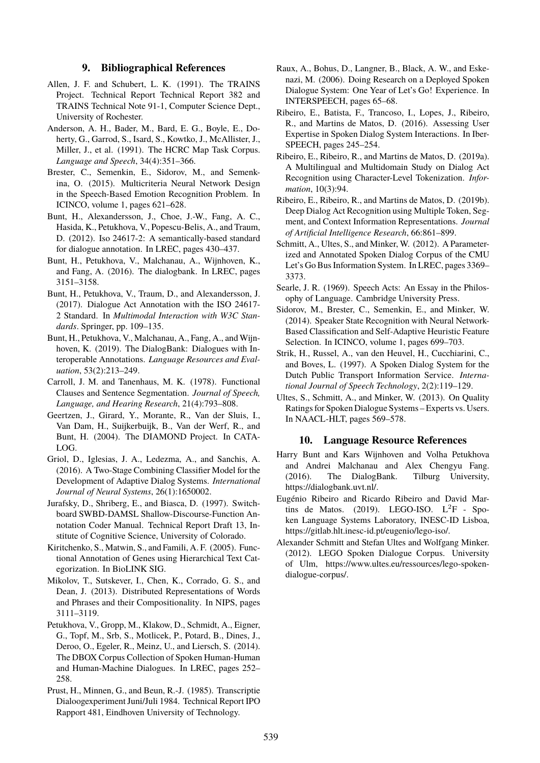## 9. Bibliographical References

Allen, J. F. and Schubert, L. K. (1991). The TRAINS Project. Technical Report Technical Report 382 and TRAINS Technical Note 91-1, Computer Science Dept., University of Rochester.

Anderson, A. H., Bader, M., Bard, E. G., Boyle, E., Doherty, G., Garrod, S., Isard, S., Kowtko, J., McAllister, J., Miller, J., et al. (1991). The HCRC Map Task Corpus. *Language and Speech*, 34(4):351–366.

Brester, C., Semenkin, E., Sidorov, M., and Semenkina, O. (2015). Multicriteria Neural Network Design in the Speech-Based Emotion Recognition Problem. In ICINCO, volume 1, pages 621–628.

Bunt, H., Alexandersson, J., Choe, J.-W., Fang, A. C., Hasida, K., Petukhova, V., Popescu-Belis, A., and Traum, D. (2012). Iso 24617-2: A semantically-based standard for dialogue annotation. In LREC, pages 430–437.

Bunt, H., Petukhova, V., Malchanau, A., Wijnhoven, K., and Fang, A. (2016). The dialogbank. In LREC, pages 3151–3158.

Bunt, H., Petukhova, V., Traum, D., and Alexandersson, J. (2017). Dialogue Act Annotation with the ISO 24617-2 Standard. In *Multimodal Interaction with W3C Standards*. Springer, pp. 109–135.

Bunt, H., Petukhova, V., Malchanau, A., Fang, A., and Wijnhoven, K. (2019). The DialogBank: Dialogues with Interoperable Annotations. *Language Resources and Evaluation*, 53(2):213–249.

Carroll, J. M. and Tanenhaus, M. K. (1978). Functional Clauses and Sentence Segmentation. *Journal of Speech, Language, and Hearing Research*, 21(4):793–808.

Geertzen, J., Girard, Y., Morante, R., Van der Sluis, I., Van Dam, H., Suijkerbuijk, B., Van der Werf, R., and Bunt, H. (2004). The DIAMOND Project. In CATALOG.

Griol, D., Iglesias, J. A., Ledezma, A., and Sanchis, A. (2016). A Two-Stage Combining Classifier Model for the Development of Adaptive Dialog Systems. *International Journal of Neural Systems*, 26(1):1650002.

Jurafsky, D., Shriberg, E., and Biasca, D. (1997). Switchboard SWBD-DAMSL Shallow-Discourse-Function Annotation Coder Manual. Technical Report Draft 13, Institute of Cognitive Science, University of Colorado.

Kiritchenko, S., Matwin, S., and Famili, A. F. (2005). Functional Annotation of Genes using Hierarchical Text Categorization. In BioLINK SIG.

Mikolov, T., Sutskever, I., Chen, K., Corrado, G. S., and Dean, J. (2013). Distributed Representations of Words and Phrases and their Compositionality. In NIPS, pages 3111–3119.

Petukhova, V., Gropp, M., Klakow, D., Schmidt, A., Eigner, G., Topf, M., Srb, S., Motlicek, P., Potard, B., Dines, J., Deroo, O., Egeler, R., Meinz, U., and Liersch, S. (2014). The DBOX Corpus Collection of Spoken Human-Human and Human-Machine Dialogues. In LREC, pages 252–258.

Prust, H., Minnen, G., and Beun, R.-J. (1985). Transcriptie Dialoogexperiment Juni/Juli 1984. Technical Report IPO Rapport 481, Eindhoven University of Technology.

Raux, A., Bohus, D., Langner, B., Black, A. W., and Eskenazi, M. (2006). Doing Research on a Deployed Spoken Dialogue System: One Year of Let's Go! Experience. In INTERSPEECH, pages 65–68.

Ribeiro, E., Batista, F., Trancoso, I., Lopes, J., Ribeiro, R., and Martins de Matos, D. (2016). Assessing User Expertise in Spoken Dialog System Interactions. In IberSPEECH, pages 245–254.

Ribeiro, E., Ribeiro, R., and Martins de Matos, D. (2019a). A Multilingual and Multidomain Study on Dialog Act Recognition using Character-Level Tokenization. *Information*, 10(3):94.

Ribeiro, E., Ribeiro, R., and Martins de Matos, D. (2019b). Deep Dialog Act Recognition using Multiple Token, Segment, and Context Information Representations. *Journal of Artificial Intelligence Research*, 66:861–899.

Schmitt, A., Ultes, S., and Minker, W. (2012). A Parameterized and Annotated Spoken Dialog Corpus of the CMU Let's Go Bus Information System. In LREC, pages 3369–3373.

Searle, J. R. (1969). Speech Acts: An Essay in the Philosophy of Language. Cambridge University Press.

Sidorov, M., Brester, C., Semenkin, E., and Minker, W. (2014). Speaker State Recognition with Neural Network-Based Classification and Self-Adaptive Heuristic Feature Selection. In ICINCO, volume 1, pages 699–703.

Strik, H., Russel, A., van den Heuvel, H., Cucchiarini, C., and Boves, L. (1997). A Spoken Dialog System for the Dutch Public Transport Information Service. *International Journal of Speech Technology*, 2(2):119–129.

Ultes, S., Schmitt, A., and Minker, W. (2013). On Quality Ratings for Spoken Dialogue Systems – Experts vs. Users. In NAACL-HLT, pages 569–578.

## 10. Language Resource References

Harry Bunt and Kars Wijnhoven and Volha Petukhova and Andrei Malchanau and Alex Chengyu Fang. (2016). The DialogBank. Tilburg University, https://dialogbank.uvt.nl/.

Eugénio Ribeiro and Ricardo Ribeiro and David Martins de Matos. (2019). LEGO-ISO. $L^2F$ - Spoken Language Systems Laboratory, INESC-ID Lisboa, https://gitlab.hlt.inesc-id.pt/eugenio/lego-iso/.

Alexander Schmitt and Stefan Ultes and Wolfgang Minker. (2012). LEGO Spoken Dialogue Corpus. University of Ulm, https://www.ultes.eu/ressources/lego-spoken-dialogue-corpus/.